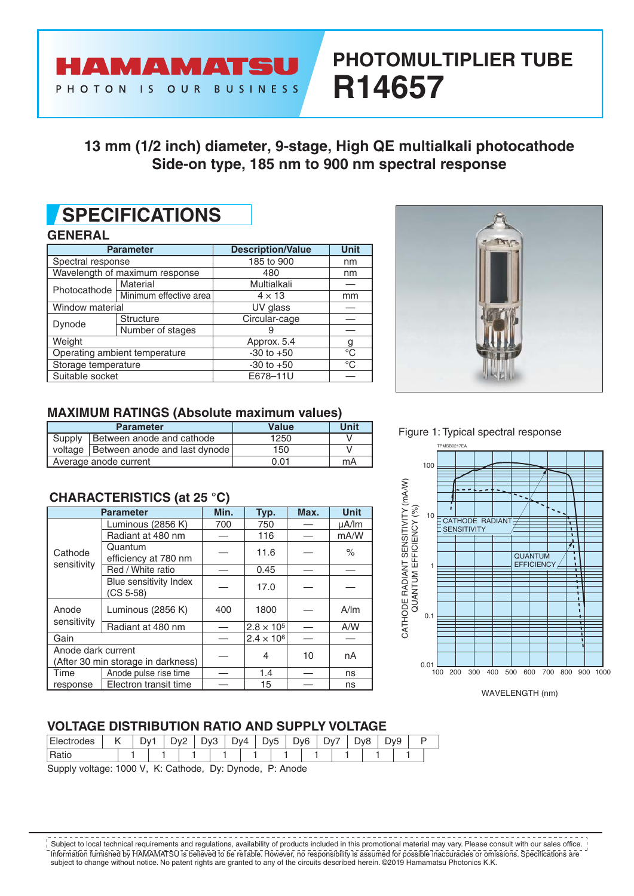# PHOTOMULTIPLIER TUBE R14657

HAMAMATSU
PHOTON IS OUR BUSINESS

## 13 mm (1/2 inch) diameter, 9-stage, High QE multialkali photocathode Side-on type, 185 nm to 900 nm spectral response

# SPECIFICATIONS

## GENERAL

| Parameter | | Description/Value | Unit |
|---|---|---|---|
| Spectral response | | 185 to 900 | nm |
| Wavelength of maximum response | | 480 | nm |
| Photocathode | Material | Multialkali | — |
| | Minimum effective area | 4 × 13 | mm |
| Window material | | UV glass | — |
| Dynode | Structure | Circular-cage | — |
| | Number of stages | 9 | — |
| Weight | | Approx. 5.4 | g |
| Operating ambient temperature | | -30 to +50 | °C |
| Storage temperature | | -30 to +50 | °C |
| Suitable socket | | E678–11U | — |

## MAXIMUM RATINGS (Absolute maximum values)

| Parameter | | Value | Unit |
|---|---|---|---|
| Supply voltage | Between anode and cathode | 1250 | V |
| | Between anode and last dynode | 150 | V |
| Average anode current | | 0.01 | mA |

## CHARACTERISTICS (at 25 °C)

| Parameter | | Min. | Typ. | Max. | Unit |
|---|---|---|---|---|---|
| Cathode sensitivity | Luminous (2856 K) | 700 | 750 | — | μA/lm |
| | Radiant at 480 nm | — | 116 | — | mA/W |
| | Quantum efficiency at 780 nm | — | 11.6 | — | % |
| | Red / White ratio | — | 0.45 | — | — |
| | Blue sensitivity Index (CS 5-58) | — | 17.0 | — | — |
| Anode sensitivity | Luminous (2856 K) | 400 | 1800 | — | A/lm |
| | Radiant at 480 nm | — | $2.8 \times 10^5$ | — | A/W |
| Gain | | — | $2.4 \times 10^6$ | — | — |
| Anode dark current (After 30 min storage in darkness) | | — | 4 | 10 | nA |
| Time response | Anode pulse rise time | — | 1.4 | — | ns |
| | Electron transit time | — | 15 | — | ns |

Figure 1: Typical spectral response

## VOLTAGE DISTRIBUTION RATIO AND SUPPLY VOLTAGE

| Electrodes | K | | Dy1 | | Dy2 | | Dy3 | | Dy4 | | Dy5 | | Dy6 | | Dy7 | | Dy8 | | Dy9 | | P |
|---|---|---|---|---|---|---|---|---|---|---|---|---|---|---|---|---|---|---|---|---|---|
| Ratio | | 1 | | 1 | | 1 | | 1 | | 1 | | 1 | | 1 | | 1 | | 1 | | 1 | |

Supply voltage: 1000 V, K: Cathode, Dy: Dynode, P: Anode

Subject to local technical requirements and regulations, availability of products included in this promotional material may vary. Please consult with our sales office. Information furnished by HAMAMATSU is believed to be reliable. However, no responsibility is assumed for possible inaccuracies or omissions. Specifications are subject to change without notice. No patent rights are granted to any of the circuits described herein. ©2019 Hamamatsu Photonics K.K.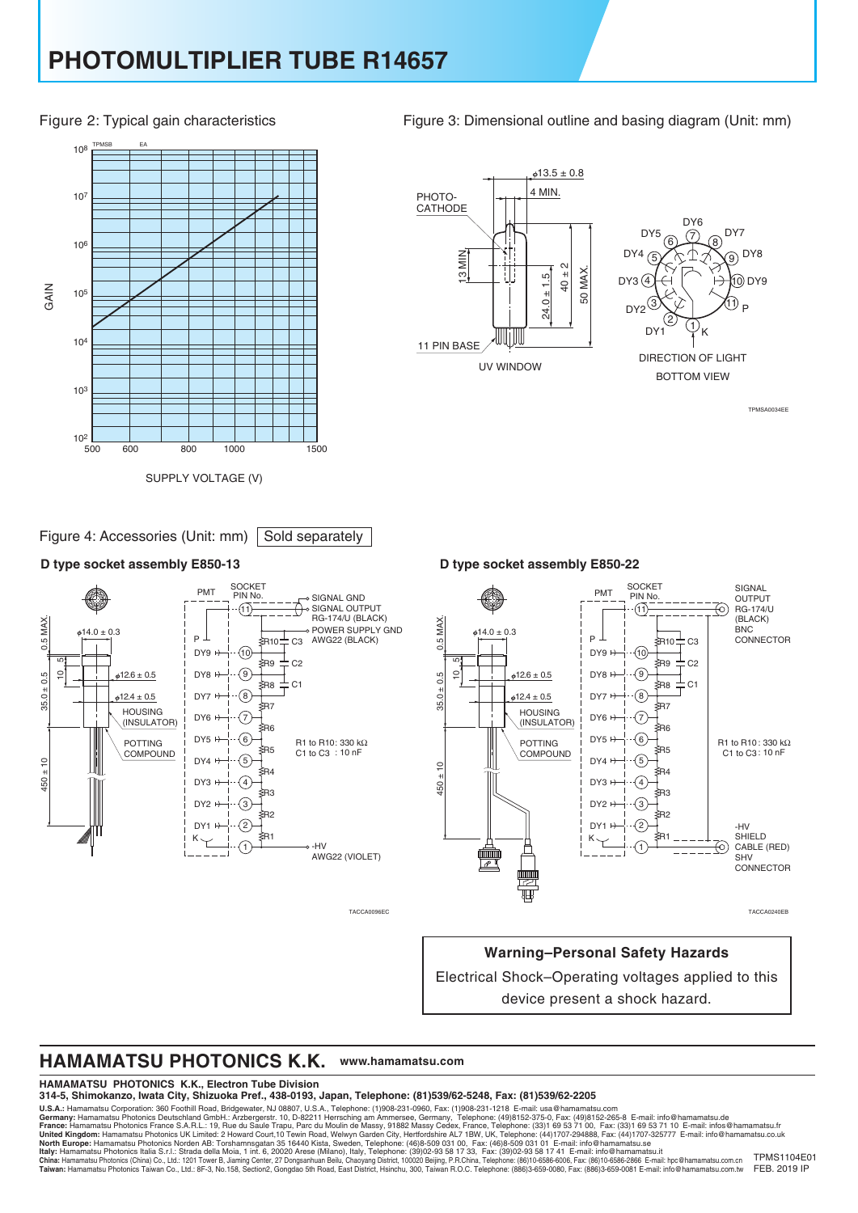# PHOTOMULTIPLIER TUBE R14657

Figure 2: Typical gain characteristics

TPMSB EA

GAIN

$10^8$
$10^7$
$10^6$
$10^5$
$10^4$
$10^3$
$10^2$

500 600 800 1000 1500

SUPPLY VOLTAGE (V)

Figure 3: Dimensional outline and basing diagram (Unit: mm)

PHOTO-CATHODE

φ13.5 ± 0.8

4 MIN.

13 MIN.

24.0 ± 1.5

40 ± 2

50 MAX.

11 PIN BASE

UV WINDOW

DY1 DY2 DY3 DY4 DY5 DY6 DY7 DY8 DY9 DY9 P K

DIRECTION OF LIGHT

BOTTOM VIEW

TPMSA0034EE

Figure 4: Accessories (Unit: mm) Sold separately

### D type socket assembly E850-13

0.5 MAX.
φ14.0 ± 0.3
10
5
35.0 ± 0.5
φ12.6 ± 0.5
φ12.4 ± 0.5
HOUSING (INSULATOR)
POTTING COMPOUND
450 ± 10

PMT
SOCKET PIN No.

SIGNAL GND
SIGNAL OUTPUT RG-174/U (BLACK)
POWER SUPPLY GND AWG22 (BLACK)

P, DY9, DY8, DY7, DY6, DY5, DY4, DY3, DY2, DY1, K

R1 to R10: 330 kΩ
C1 to C3 : 10 nF

-HV AWG22 (VIOLET)

TACCA0096EC

### D type socket assembly E850-22

0.5 MAX.
φ14.0 ± 0.3
10
5
35.0 ± 0.5
φ12.6 ± 0.5
φ12.4 ± 0.5
HOUSING (INSULATOR)
POTTING COMPOUND
450 ± 10

PMT
SOCKET PIN No.

SIGNAL OUTPUT RG-174/U (BLACK) BNC CONNECTOR

P, DY9, DY8, DY7, DY6, DY5, DY4, DY3, DY2, DY1, K

R1 to R10 : 330 kΩ
C1 to C3 : 10 nF

-HV SHIELD CABLE (RED) SHV CONNECTOR

TACCA0240EB

**Warning–Personal Safety Hazards**

Electrical Shock–Operating voltages applied to this device present a shock hazard.

## HAMAMATSU PHOTONICS K.K. www.hamamatsu.com

**HAMAMATSU PHOTONICS K.K., Electron Tube Division**
**314-5, Shimokanzo, Iwata City, Shizuoka Pref., 438-0193, Japan, Telephone: (81)539/62-5248, Fax: (81)539/62-2205**

**U.S.A.:** Hamamatsu Corporation: 360 Foothill Road, Bridgewater, NJ 08807, U.S.A., Telephone: (1)908-231-0960, Fax: (1)908-231-1218 E-mail: usa@hamamatsu.com
**Germany:** Hamamatsu Photonics Deutschland GmbH.: Arzbergerstr. 10, D-82211 Herrsching am Ammersee, Germany, Telephone: (49)8152-375-0, Fax: (49)8152-265-8 E-mail: info@hamamatsu.de
**France:** Hamamatsu Photonics France S.A.R.L.: 19, Rue du Saule Trapu, Parc du Moulin de Massy, 91882 Massy Cedex, France, Telephone: (33)1 69 53 71 00, Fax: (33)1 69 53 71 10 E-mail: infos@hamamatsu.fr
**United Kingdom:** Hamamatsu Photonics UK Limited: 2 Howard Court,10 Tewin Road, Welwyn Garden City, Hertfordshire AL7 1BW, UK, Telephone: (44)1707-294888, Fax: (44)1707-325777 E-mail: info@hamamatsu.co.uk
**North Europe:** Hamamatsu Photonics Norden AB: Torshamnsgatan 35 16440 Kista, Sweden, Telephone: (46)8-509 031 00, Fax: (46)8-509 031 01 E-mail: info@hamamatsu.se
**Italy:** Hamamatsu Photonics Italia S.r.l.: Strada della Moia, 1 int. 6, 20020 Arese (Milano), Italy, Telephone: (39)02-93 58 17 33, Fax: (39)02-93 58 17 41 E-mail: info@hamamatsu.it
**China:** Hamamatsu Photonics (China) Co., Ltd.: 1201 Tower B, Jiaming Center, 27 Dongsanhuan Beilu, Chaoyang District, 100020 Beijing, P.R.China, Telephone: (86)10-6586-6006, Fax: (86)10-6586-2866 E-mail: hpc@hamamatsu.com.cn
**Taiwan:** Hamamatsu Photonics Taiwan Co., Ltd.: 8F-3, No.158, Section2, Gongdao 5th Road, East District, Hsinchu, 300, Taiwan R.O.C. Telephone: (886)3-659-0080, Fax: (886)3-659-0081 E-mail: info@hamamatsu.com.tw

TPMS1104E01
FEB. 2019 IP